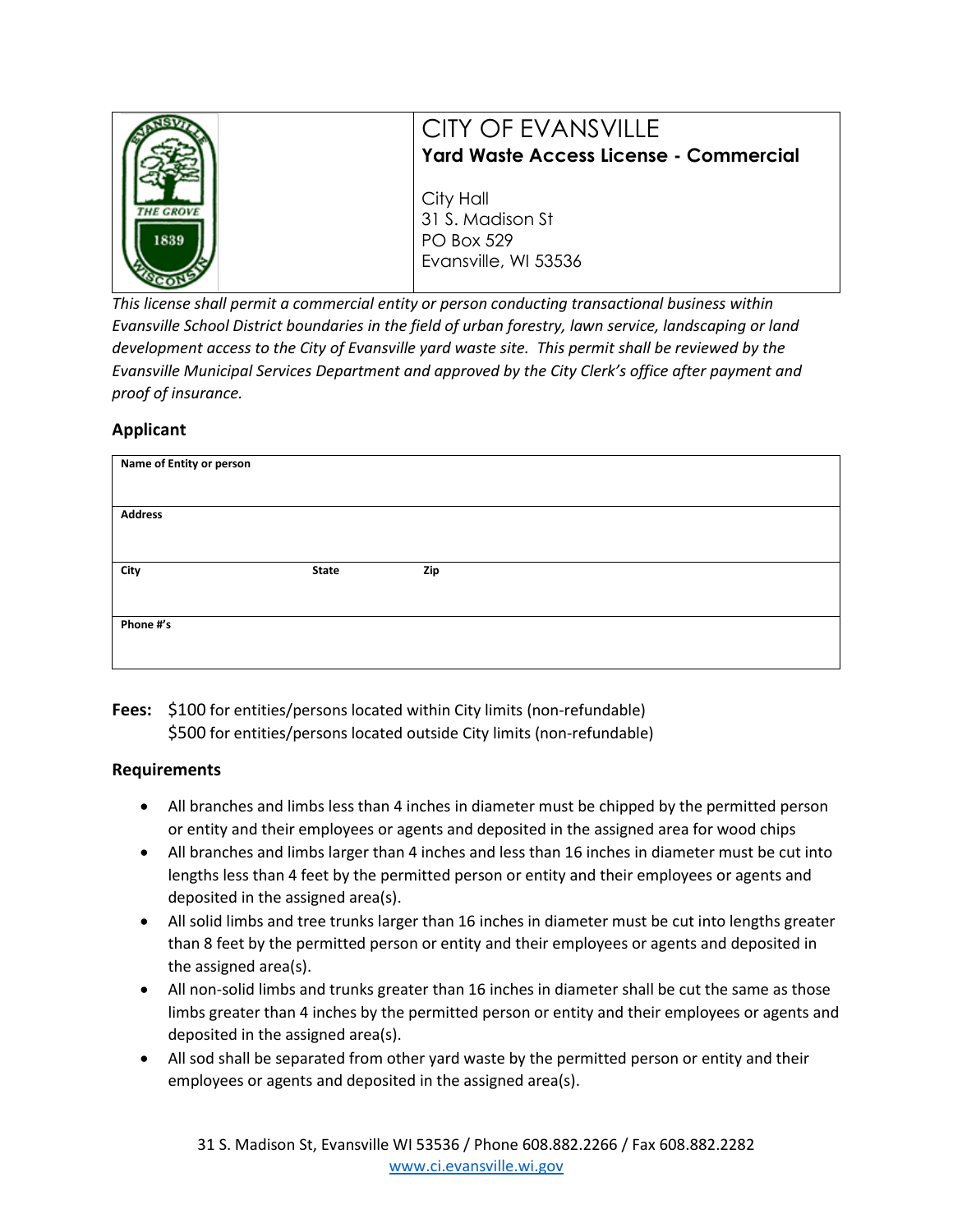# CITY OF EVANSVILLE

## Yard Waste Access License - Commercial

City Hall
31 S. Madison St
PO Box 529
Evansville, WI 53536

*This license shall permit a commercial entity or person conducting transactional business within Evansville School District boundaries in the field of urban forestry, lawn service, landscaping or land development access to the City of Evansville yard waste site. This permit shall be reviewed by the Evansville Municipal Services Department and approved by the City Clerk's office after payment and proof of insurance.*

### Applicant

| **Name of Entity or person** | | |
|---|---|---|
| **Address** | | |
| **City** | **State** | **Zip** |
| **Phone #'s** | | |

**Fees:** $100 for entities/persons located within City limits (non-refundable)
$500 for entities/persons located outside City limits (non-refundable)

### Requirements

- All branches and limbs less than 4 inches in diameter must be chipped by the permitted person or entity and their employees or agents and deposited in the assigned area for wood chips
- All branches and limbs larger than 4 inches and less than 16 inches in diameter must be cut into lengths less than 4 feet by the permitted person or entity and their employees or agents and deposited in the assigned area(s).
- All solid limbs and tree trunks larger than 16 inches in diameter must be cut into lengths greater than 8 feet by the permitted person or entity and their employees or agents and deposited in the assigned area(s).
- All non-solid limbs and trunks greater than 16 inches in diameter shall be cut the same as those limbs greater than 4 inches by the permitted person or entity and their employees or agents and deposited in the assigned area(s).
- All sod shall be separated from other yard waste by the permitted person or entity and their employees or agents and deposited in the assigned area(s).

31 S. Madison St, Evansville WI 53536 / Phone 608.882.2266 / Fax 608.882.2282
www.ci.evansville.wi.gov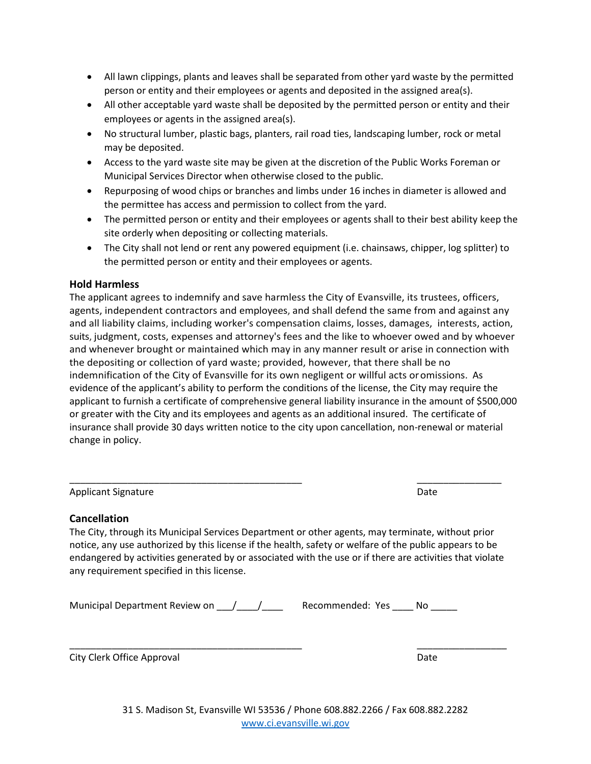- All lawn clippings, plants and leaves shall be separated from other yard waste by the permitted person or entity and their employees or agents and deposited in the assigned area(s).
- All other acceptable yard waste shall be deposited by the permitted person or entity and their employees or agents in the assigned area(s).
- No structural lumber, plastic bags, planters, rail road ties, landscaping lumber, rock or metal may be deposited.
- Access to the yard waste site may be given at the discretion of the Public Works Foreman or Municipal Services Director when otherwise closed to the public.
- Repurposing of wood chips or branches and limbs under 16 inches in diameter is allowed and the permittee has access and permission to collect from the yard.
- The permitted person or entity and their employees or agents shall to their best ability keep the site orderly when depositing or collecting materials.
- The City shall not lend or rent any powered equipment (i.e. chainsaws, chipper, log splitter) to the permitted person or entity and their employees or agents.

### Hold Harmless

The applicant agrees to indemnify and save harmless the City of Evansville, its trustees, officers, agents, independent contractors and employees, and shall defend the same from and against any and all liability claims, including worker's compensation claims, losses, damages, interests, action, suits, judgment, costs, expenses and attorney's fees and the like to whoever owed and by whoever and whenever brought or maintained which may in any manner result or arise in connection with the depositing or collection of yard waste; provided, however, that there shall be no indemnification of the City of Evansville for its own negligent or willful acts or omissions. As evidence of the applicant's ability to perform the conditions of the license, the City may require the applicant to furnish a certificate of comprehensive general liability insurance in the amount of $500,000 or greater with the City and its employees and agents as an additional insured. The certificate of insurance shall provide 30 days written notice to the city upon cancellation, non-renewal or material change in policy.

_____________________________________________ ________________

Applicant Signature Date

### Cancellation

The City, through its Municipal Services Department or other agents, may terminate, without prior notice, any use authorized by this license if the health, safety or welfare of the public appears to be endangered by activities generated by or associated with the use or if there are activities that violate any requirement specified in this license.

Municipal Department Review on ___/____/____ Recommended: Yes ____ No _____

_____________________________________________ _________________

City Clerk Office Approval Date

31 S. Madison St, Evansville WI 53536 / Phone 608.882.2266 / Fax 608.882.2282
www.ci.evansville.wi.gov